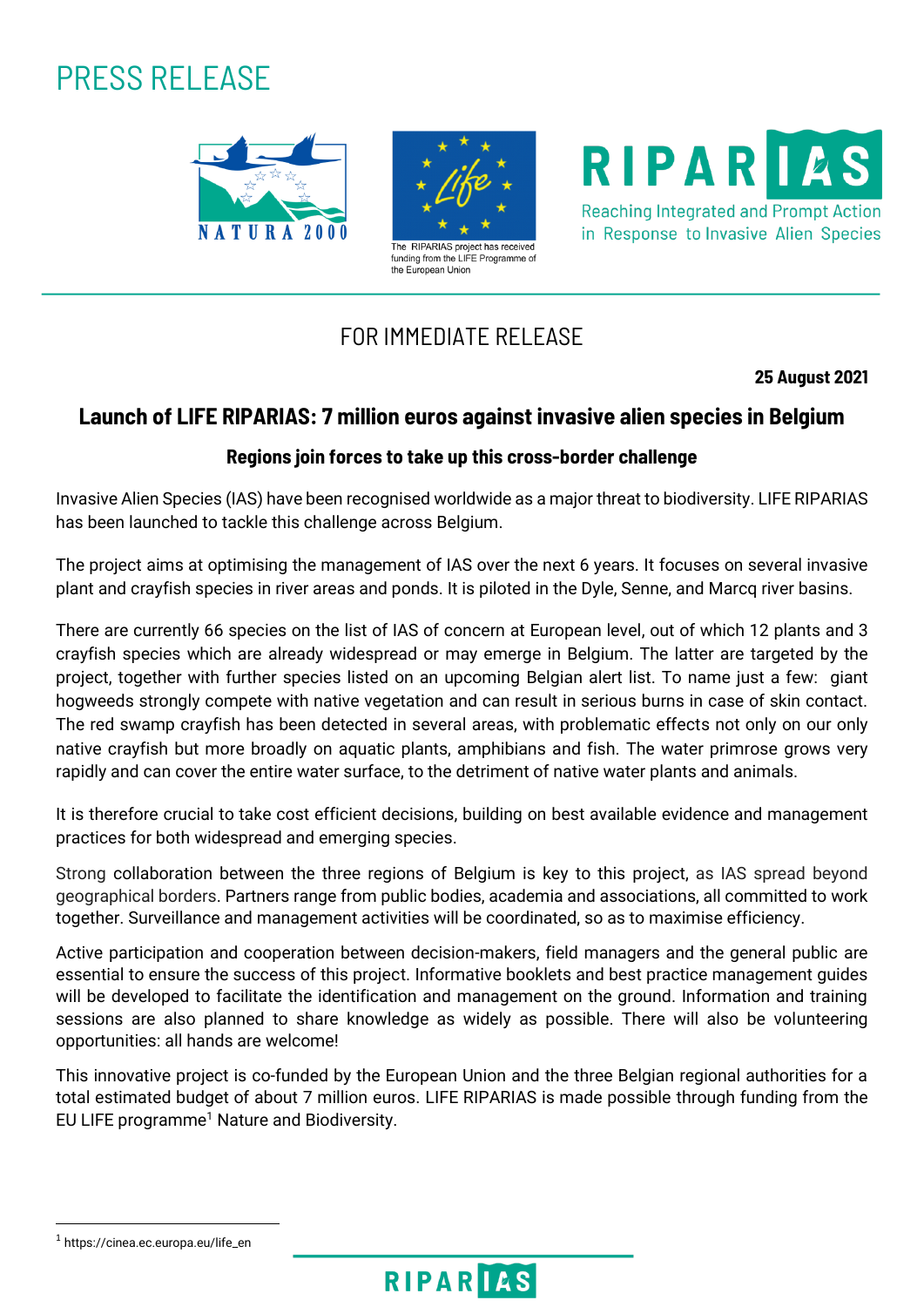# PRESS RELEASE

The RIPARIAS project has received funding from the LIFE Programme of the European Union

RIPARIAS
Reaching Integrated and Prompt Action in Response to Invasive Alien Species

FOR IMMEDIATE RELEASE

**25 August 2021**

## Launch of LIFE RIPARIAS: 7 million euros against invasive alien species in Belgium

### Regions join forces to take up this cross-border challenge

Invasive Alien Species (IAS) have been recognised worldwide as a major threat to biodiversity. LIFE RIPARIAS has been launched to tackle this challenge across Belgium.

The project aims at optimising the management of IAS over the next 6 years. It focuses on several invasive plant and crayfish species in river areas and ponds. It is piloted in the Dyle, Senne, and Marcq river basins.

There are currently 66 species on the list of IAS of concern at European level, out of which 12 plants and 3 crayfish species which are already widespread or may emerge in Belgium. The latter are targeted by the project, together with further species listed on an upcoming Belgian alert list. To name just a few: giant hogweeds strongly compete with native vegetation and can result in serious burns in case of skin contact. The red swamp crayfish has been detected in several areas, with problematic effects not only on our only native crayfish but more broadly on aquatic plants, amphibians and fish. The water primrose grows very rapidly and can cover the entire water surface, to the detriment of native water plants and animals.

It is therefore crucial to take cost efficient decisions, building on best available evidence and management practices for both widespread and emerging species.

Strong collaboration between the three regions of Belgium is key to this project, as IAS spread beyond geographical borders. Partners range from public bodies, academia and associations, all committed to work together. Surveillance and management activities will be coordinated, so as to maximise efficiency.

Active participation and cooperation between decision-makers, field managers and the general public are essential to ensure the success of this project. Informative booklets and best practice management guides will be developed to facilitate the identification and management on the ground. Information and training sessions are also planned to share knowledge as widely as possible. There will also be volunteering opportunities: all hands are welcome!

This innovative project is co-funded by the European Union and the three Belgian regional authorities for a total estimated budget of about 7 million euros. LIFE RIPARIAS is made possible through funding from the EU LIFE programme[1] Nature and Biodiversity.

[1] https://cinea.ec.europa.eu/life_en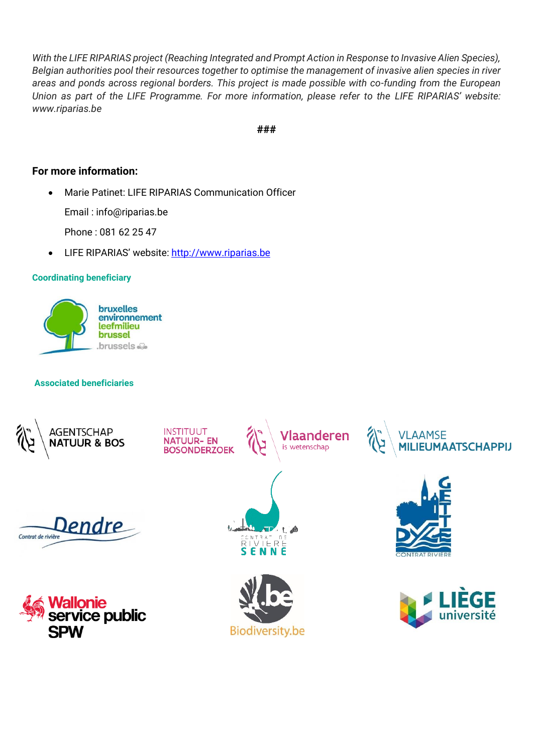*With the LIFE RIPARIAS project (Reaching Integrated and Prompt Action in Response to Invasive Alien Species), Belgian authorities pool their resources together to optimise the management of invasive alien species in river areas and ponds across regional borders. This project is made possible with co-funding from the European Union as part of the LIFE Programme. For more information, please refer to the LIFE RIPARIAS' website: www.riparias.be*

###

**For more information:**

- Marie Patinet: LIFE RIPARIAS Communication Officer

  Email : info@riparias.be

  Phone : 081 62 25 47

- LIFE RIPARIAS' website: http://www.riparias.be

**Coordinating beneficiary**

**Associated beneficiaries**